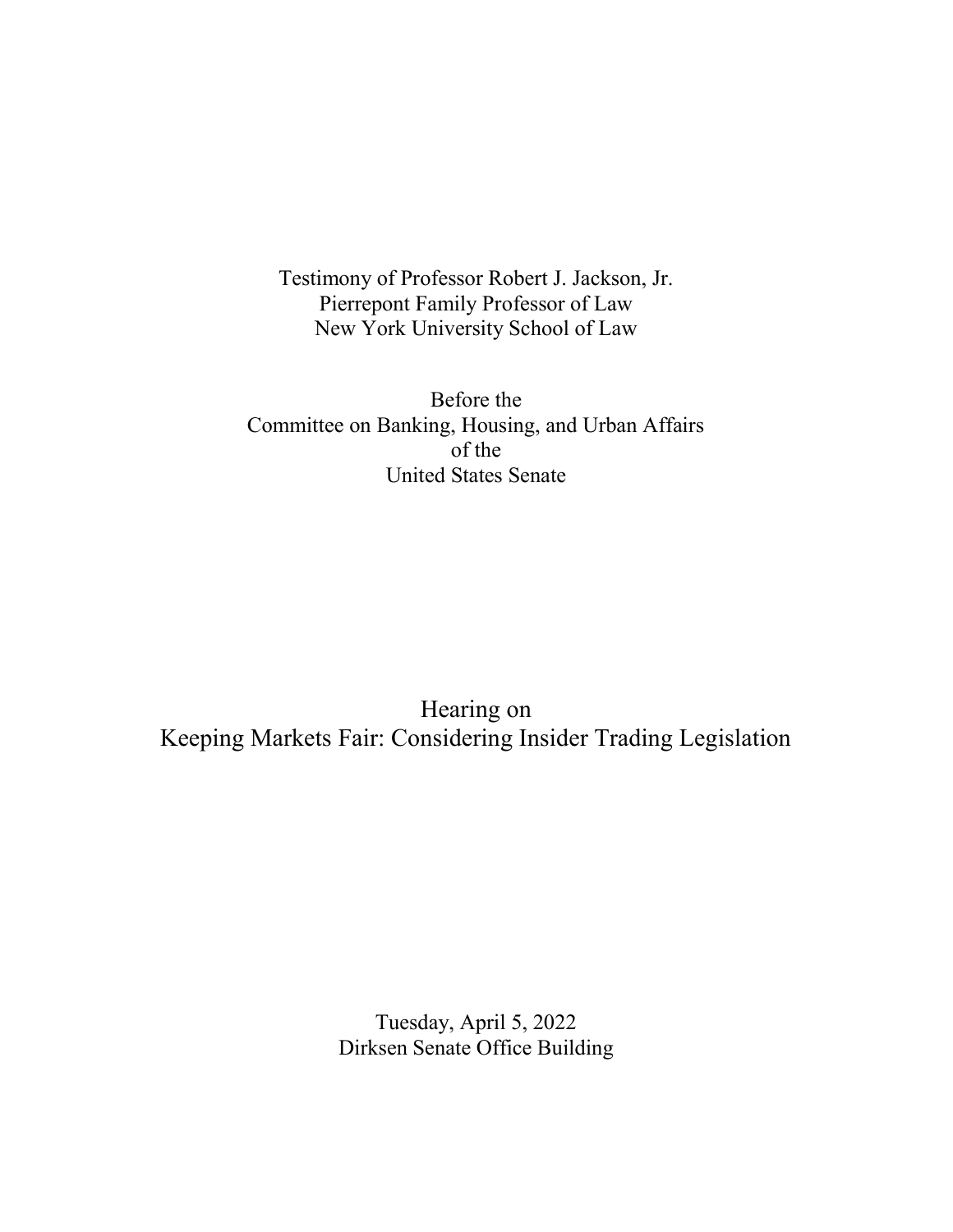Testimony of Professor Robert J. Jackson, Jr.
Pierrepont Family Professor of Law
New York University School of Law

Before the
Committee on Banking, Housing, and Urban Affairs
of the
United States Senate

# Hearing on
# Keeping Markets Fair: Considering Insider Trading Legislation

Tuesday, April 5, 2022
Dirksen Senate Office Building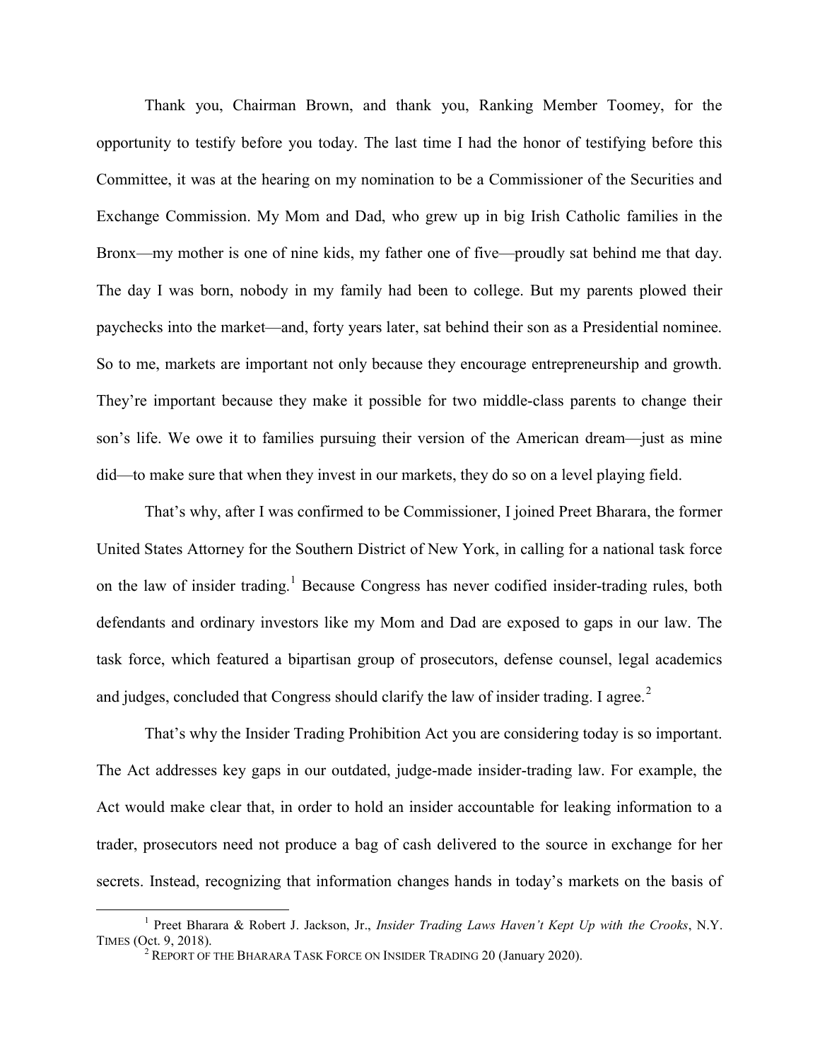Thank you, Chairman Brown, and thank you, Ranking Member Toomey, for the opportunity to testify before you today. The last time I had the honor of testifying before this Committee, it was at the hearing on my nomination to be a Commissioner of the Securities and Exchange Commission. My Mom and Dad, who grew up in big Irish Catholic families in the Bronx—my mother is one of nine kids, my father one of five—proudly sat behind me that day. The day I was born, nobody in my family had been to college. But my parents plowed their paychecks into the market—and, forty years later, sat behind their son as a Presidential nominee. So to me, markets are important not only because they encourage entrepreneurship and growth. They're important because they make it possible for two middle-class parents to change their son's life. We owe it to families pursuing their version of the American dream—just as mine did—to make sure that when they invest in our markets, they do so on a level playing field.

That's why, after I was confirmed to be Commissioner, I joined Preet Bharara, the former United States Attorney for the Southern District of New York, in calling for a national task force on the law of insider trading.[1] Because Congress has never codified insider-trading rules, both defendants and ordinary investors like my Mom and Dad are exposed to gaps in our law. The task force, which featured a bipartisan group of prosecutors, defense counsel, legal academics and judges, concluded that Congress should clarify the law of insider trading. I agree.[2]

That's why the Insider Trading Prohibition Act you are considering today is so important. The Act addresses key gaps in our outdated, judge-made insider-trading law. For example, the Act would make clear that, in order to hold an insider accountable for leaking information to a trader, prosecutors need not produce a bag of cash delivered to the source in exchange for her secrets. Instead, recognizing that information changes hands in today's markets on the basis of

---

[1] Preet Bharara & Robert J. Jackson, Jr., *Insider Trading Laws Haven't Kept Up with the Crooks*, N.Y. TIMES (Oct. 9, 2018).

[2] REPORT OF THE BHARARA TASK FORCE ON INSIDER TRADING 20 (January 2020).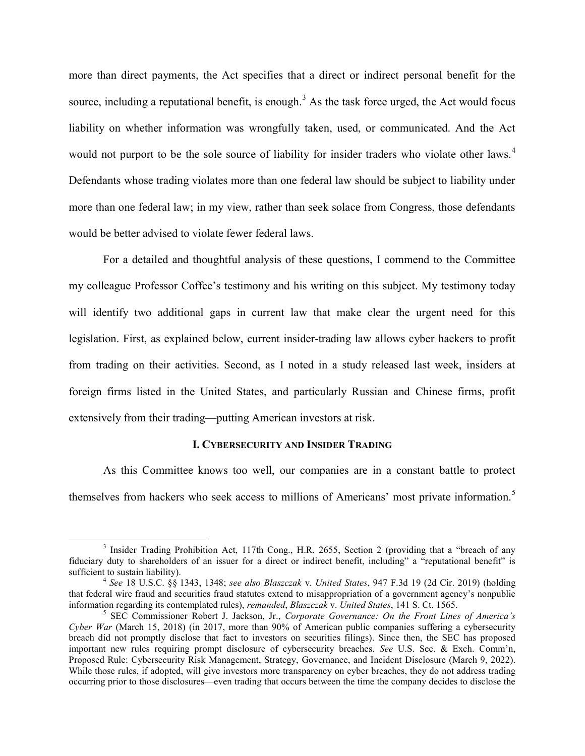more than direct payments, the Act specifies that a direct or indirect personal benefit for the source, including a reputational benefit, is enough.[3] As the task force urged, the Act would focus liability on whether information was wrongfully taken, used, or communicated. And the Act would not purport to be the sole source of liability for insider traders who violate other laws.[4] Defendants whose trading violates more than one federal law should be subject to liability under more than one federal law; in my view, rather than seek solace from Congress, those defendants would be better advised to violate fewer federal laws.

For a detailed and thoughtful analysis of these questions, I commend to the Committee my colleague Professor Coffee's testimony and his writing on this subject. My testimony today will identify two additional gaps in current law that make clear the urgent need for this legislation. First, as explained below, current insider-trading law allows cyber hackers to profit from trading on their activities. Second, as I noted in a study released last week, insiders at foreign firms listed in the United States, and particularly Russian and Chinese firms, profit extensively from their trading—putting American investors at risk.

## I. Cybersecurity and Insider Trading

As this Committee knows too well, our companies are in a constant battle to protect themselves from hackers who seek access to millions of Americans' most private information.[5]

---

[3] Insider Trading Prohibition Act, 117th Cong., H.R. 2655, Section 2 (providing that a "breach of any fiduciary duty to shareholders of an issuer for a direct or indirect benefit, including" a "reputational benefit" is sufficient to sustain liability).

[4] *See* 18 U.S.C. §§ 1343, 1348; *see also Blaszczak* v. *United States*, 947 F.3d 19 (2d Cir. 2019) (holding that federal wire fraud and securities fraud statutes extend to misappropriation of a government agency's nonpublic information regarding its contemplated rules), *remanded*, *Blaszczak* v. *United States*, 141 S. Ct. 1565.

[5] SEC Commissioner Robert J. Jackson, Jr., *Corporate Governance: On the Front Lines of America's Cyber War* (March 15, 2018) (in 2017, more than 90% of American public companies suffering a cybersecurity breach did not promptly disclose that fact to investors on securities filings). Since then, the SEC has proposed important new rules requiring prompt disclosure of cybersecurity breaches. *See* U.S. Sec. & Exch. Comm'n, Proposed Rule: Cybersecurity Risk Management, Strategy, Governance, and Incident Disclosure (March 9, 2022). While those rules, if adopted, will give investors more transparency on cyber breaches, they do not address trading occurring prior to those disclosures—even trading that occurs between the time the company decides to disclose the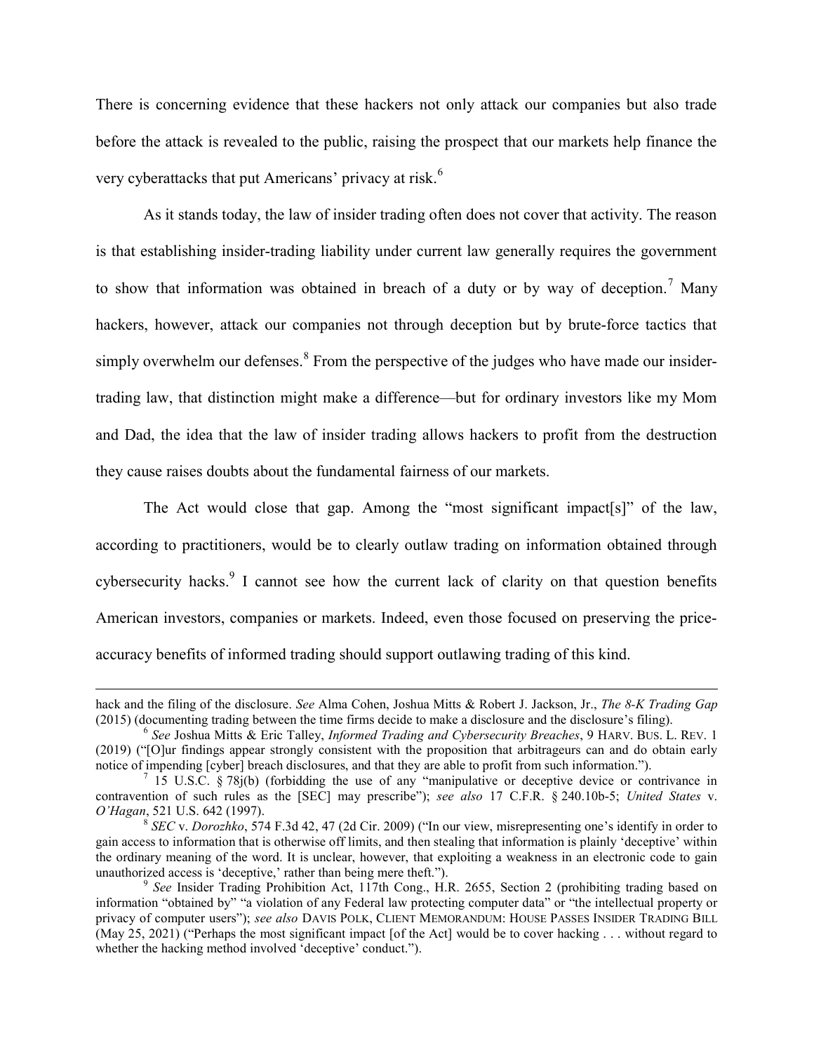There is concerning evidence that these hackers not only attack our companies but also trade before the attack is revealed to the public, raising the prospect that our markets help finance the very cyberattacks that put Americans' privacy at risk.[6]

As it stands today, the law of insider trading often does not cover that activity. The reason is that establishing insider-trading liability under current law generally requires the government to show that information was obtained in breach of a duty or by way of deception.[7] Many hackers, however, attack our companies not through deception but by brute-force tactics that simply overwhelm our defenses.[8] From the perspective of the judges who have made our insider-trading law, that distinction might make a difference—but for ordinary investors like my Mom and Dad, the idea that the law of insider trading allows hackers to profit from the destruction they cause raises doubts about the fundamental fairness of our markets.

The Act would close that gap. Among the "most significant impact[s]" of the law, according to practitioners, would be to clearly outlaw trading on information obtained through cybersecurity hacks.[9] I cannot see how the current lack of clarity on that question benefits American investors, companies or markets. Indeed, even those focused on preserving the price-accuracy benefits of informed trading should support outlawing trading of this kind.

---

hack and the filing of the disclosure. *See* Alma Cohen, Joshua Mitts & Robert J. Jackson, Jr., *The 8-K Trading Gap* (2015) (documenting trading between the time firms decide to make a disclosure and the disclosure's filing).

[6] *See* Joshua Mitts & Eric Talley, *Informed Trading and Cybersecurity Breaches*, 9 HARV. BUS. L. REV. 1 (2019) ("[O]ur findings appear strongly consistent with the proposition that arbitrageurs can and do obtain early notice of impending [cyber] breach disclosures, and that they are able to profit from such information.").

[7] 15 U.S.C. § 78j(b) (forbidding the use of any "manipulative or deceptive device or contrivance in contravention of such rules as the [SEC] may prescribe"); *see also* 17 C.F.R. § 240.10b-5; *United States* v. *O'Hagan*, 521 U.S. 642 (1997).

[8] *SEC* v. *Dorozhko*, 574 F.3d 42, 47 (2d Cir. 2009) ("In our view, misrepresenting one's identify in order to gain access to information that is otherwise off limits, and then stealing that information is plainly 'deceptive' within the ordinary meaning of the word. It is unclear, however, that exploiting a weakness in an electronic code to gain unauthorized access is 'deceptive,' rather than being mere theft.").

[9] *See* Insider Trading Prohibition Act, 117th Cong., H.R. 2655, Section 2 (prohibiting trading based on information "obtained by" "a violation of any Federal law protecting computer data" or "the intellectual property or privacy of computer users"); *see also* DAVIS POLK, CLIENT MEMORANDUM: HOUSE PASSES INSIDER TRADING BILL (May 25, 2021) ("Perhaps the most significant impact [of the Act] would be to cover hacking . . . without regard to whether the hacking method involved 'deceptive' conduct.").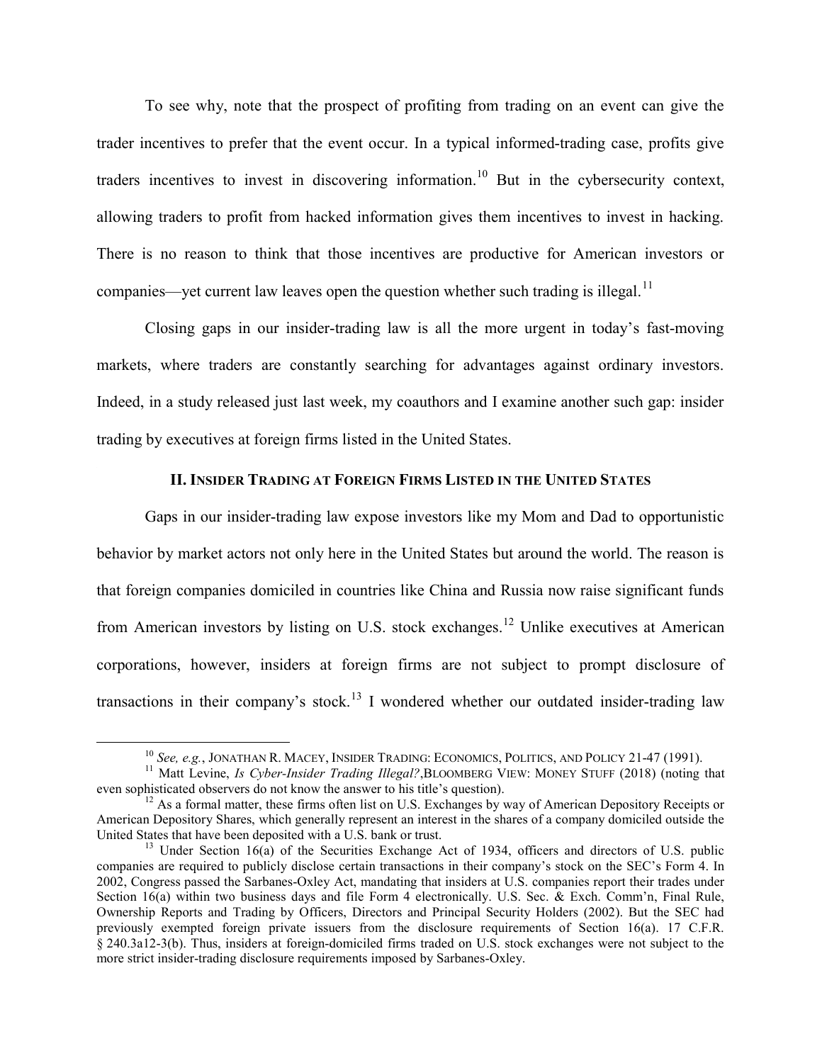To see why, note that the prospect of profiting from trading on an event can give the trader incentives to prefer that the event occur. In a typical informed-trading case, profits give traders incentives to invest in discovering information.[10] But in the cybersecurity context, allowing traders to profit from hacked information gives them incentives to invest in hacking. There is no reason to think that those incentives are productive for American investors or companies—yet current law leaves open the question whether such trading is illegal.[11]

Closing gaps in our insider-trading law is all the more urgent in today's fast-moving markets, where traders are constantly searching for advantages against ordinary investors. Indeed, in a study released just last week, my coauthors and I examine another such gap: insider trading by executives at foreign firms listed in the United States.

## II. Insider Trading at Foreign Firms Listed in the United States

Gaps in our insider-trading law expose investors like my Mom and Dad to opportunistic behavior by market actors not only here in the United States but around the world. The reason is that foreign companies domiciled in countries like China and Russia now raise significant funds from American investors by listing on U.S. stock exchanges.[12] Unlike executives at American corporations, however, insiders at foreign firms are not subject to prompt disclosure of transactions in their company's stock.[13] I wondered whether our outdated insider-trading law

---

[10] *See, e.g.*, Jonathan R. Macey, Insider Trading: Economics, Politics, and Policy 21-47 (1991).

[11] Matt Levine, *Is Cyber-Insider Trading Illegal?*, Bloomberg View: Money Stuff (2018) (noting that even sophisticated observers do not know the answer to his title's question).

[12] As a formal matter, these firms often list on U.S. Exchanges by way of American Depository Receipts or American Depository Shares, which generally represent an interest in the shares of a company domiciled outside the United States that have been deposited with a U.S. bank or trust.

[13] Under Section 16(a) of the Securities Exchange Act of 1934, officers and directors of U.S. public companies are required to publicly disclose certain transactions in their company's stock on the SEC's Form 4. In 2002, Congress passed the Sarbanes-Oxley Act, mandating that insiders at U.S. companies report their trades under Section 16(a) within two business days and file Form 4 electronically. U.S. Sec. & Exch. Comm'n, Final Rule, Ownership Reports and Trading by Officers, Directors and Principal Security Holders (2002). But the SEC had previously exempted foreign private issuers from the disclosure requirements of Section 16(a). 17 C.F.R. § 240.3a12-3(b). Thus, insiders at foreign-domiciled firms traded on U.S. stock exchanges were not subject to the more strict insider-trading disclosure requirements imposed by Sarbanes-Oxley.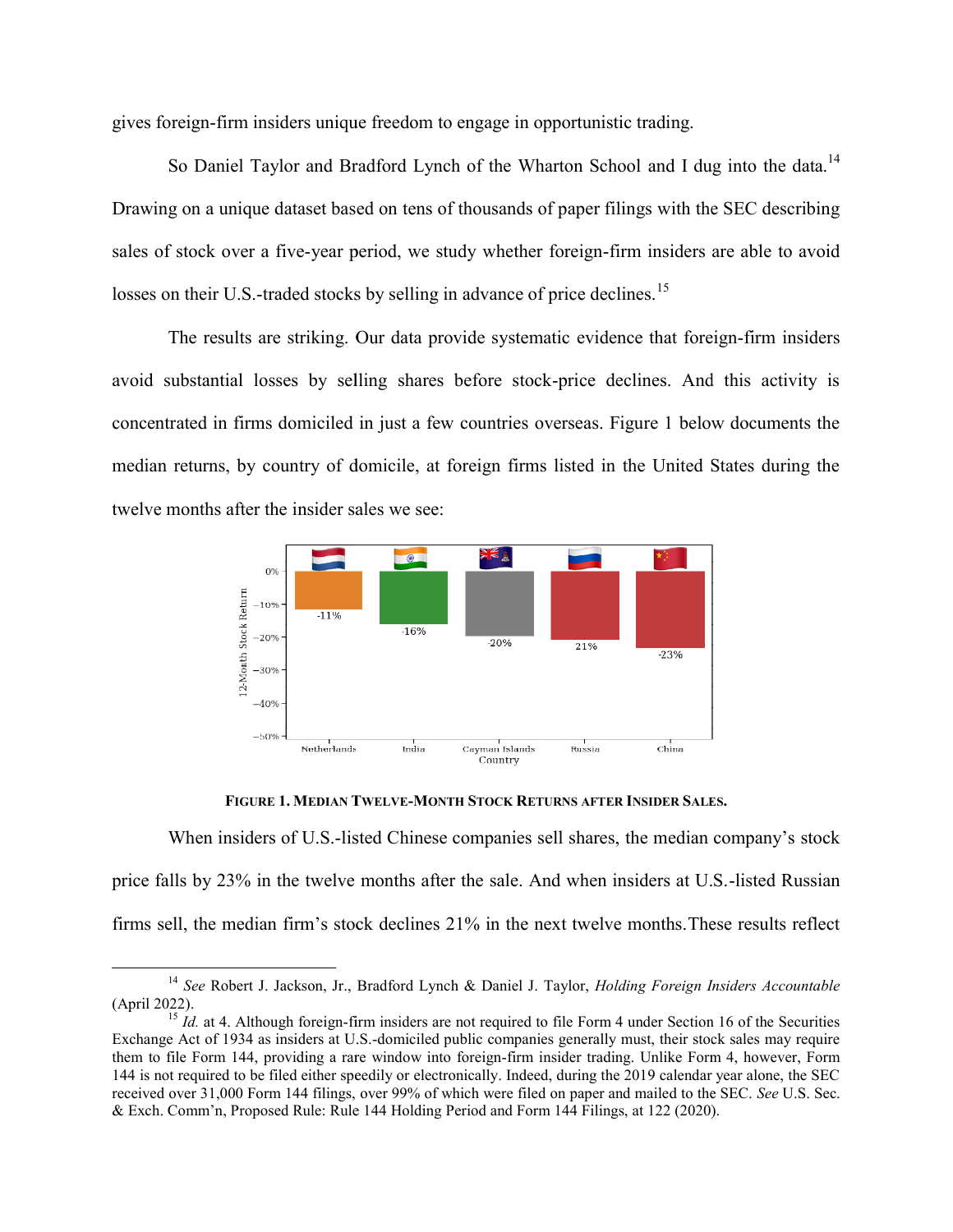gives foreign-firm insiders unique freedom to engage in opportunistic trading.

So Daniel Taylor and Bradford Lynch of the Wharton School and I dug into the data.[14] Drawing on a unique dataset based on tens of thousands of paper filings with the SEC describing sales of stock over a five-year period, we study whether foreign-firm insiders are able to avoid losses on their U.S.-traded stocks by selling in advance of price declines.[15]

The results are striking. Our data provide systematic evidence that foreign-firm insiders avoid substantial losses by selling shares before stock-price declines. And this activity is concentrated in firms domiciled in just a few countries overseas. Figure 1 below documents the median returns, by country of domicile, at foreign firms listed in the United States during the twelve months after the insider sales we see:

**FIGURE 1. MEDIAN TWELVE-MONTH STOCK RETURNS AFTER INSIDER SALES.**

When insiders of U.S.-listed Chinese companies sell shares, the median company's stock price falls by 23% in the twelve months after the sale. And when insiders at U.S.-listed Russian firms sell, the median firm's stock declines 21% in the next twelve months.These results reflect

---

[14] *See* Robert J. Jackson, Jr., Bradford Lynch & Daniel J. Taylor, *Holding Foreign Insiders Accountable* (April 2022).

[15] *Id.* at 4. Although foreign-firm insiders are not required to file Form 4 under Section 16 of the Securities Exchange Act of 1934 as insiders at U.S.-domiciled public companies generally must, their stock sales may require them to file Form 144, providing a rare window into foreign-firm insider trading. Unlike Form 4, however, Form 144 is not required to be filed either speedily or electronically. Indeed, during the 2019 calendar year alone, the SEC received over 31,000 Form 144 filings, over 99% of which were filed on paper and mailed to the SEC. *See* U.S. Sec. & Exch. Comm'n, Proposed Rule: Rule 144 Holding Period and Form 144 Filings, at 122 (2020).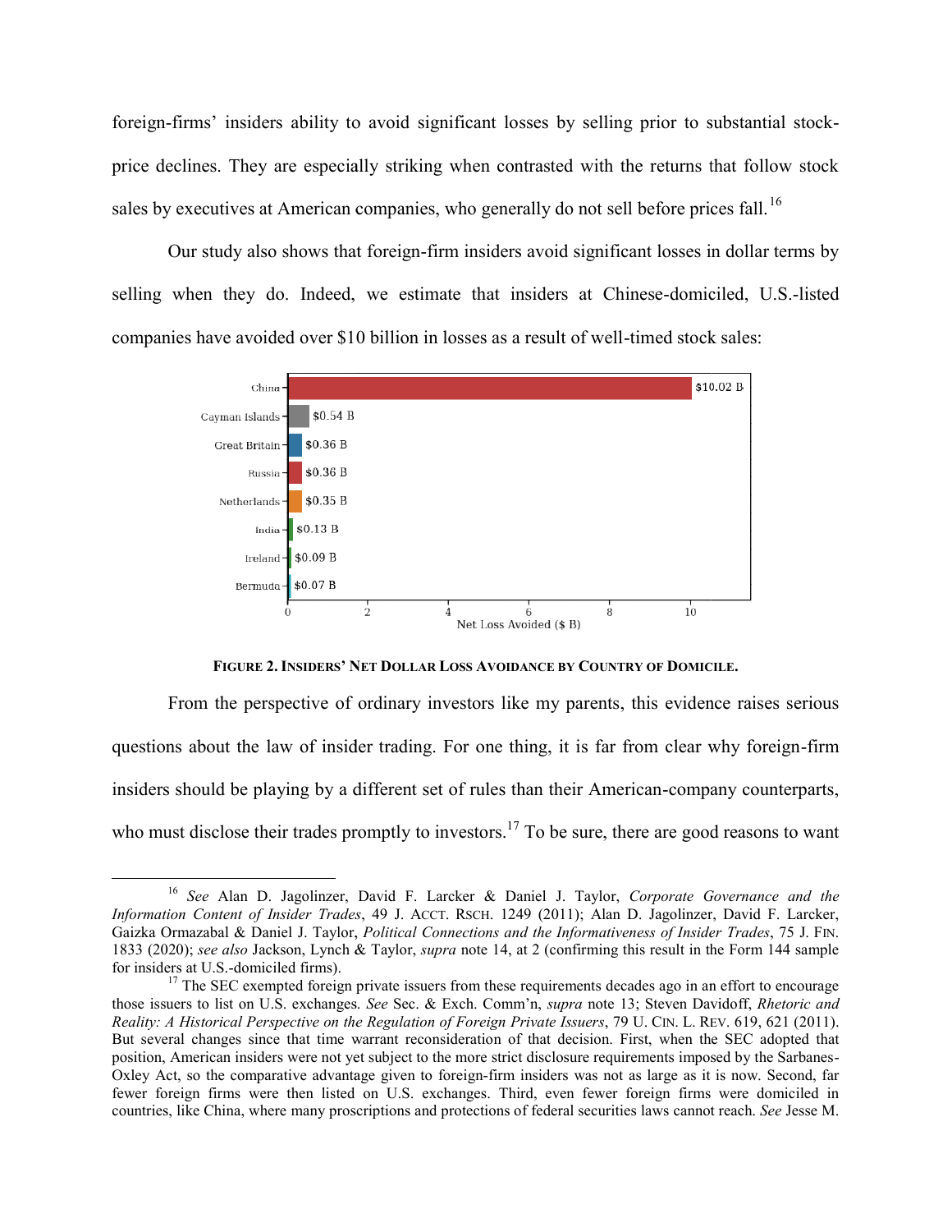foreign-firms' insiders ability to avoid significant losses by selling prior to substantial stock-price declines. They are especially striking when contrasted with the returns that follow stock sales by executives at American companies, who generally do not sell before prices fall.[16]

Our study also shows that foreign-firm insiders avoid significant losses in dollar terms by selling when they do. Indeed, we estimate that insiders at Chinese-domiciled, U.S.-listed companies have avoided over $10 billion in losses as a result of well-timed stock sales:

**FIGURE 2. INSIDERS' NET DOLLAR LOSS AVOIDANCE BY COUNTRY OF DOMICILE.**

From the perspective of ordinary investors like my parents, this evidence raises serious questions about the law of insider trading. For one thing, it is far from clear why foreign-firm insiders should be playing by a different set of rules than their American-company counterparts, who must disclose their trades promptly to investors.[17] To be sure, there are good reasons to want

---

[16] *See* Alan D. Jagolinzer, David F. Larcker & Daniel J. Taylor, *Corporate Governance and the Information Content of Insider Trades*, 49 J. ACCT. RSCH. 1249 (2011); Alan D. Jagolinzer, David F. Larcker, Gaizka Ormazabal & Daniel J. Taylor, *Political Connections and the Informativeness of Insider Trades*, 75 J. FIN. 1833 (2020); *see also* Jackson, Lynch & Taylor, *supra* note 14, at 2 (confirming this result in the Form 144 sample for insiders at U.S.-domiciled firms).

[17] The SEC exempted foreign private issuers from these requirements decades ago in an effort to encourage those issuers to list on U.S. exchanges. *See* Sec. & Exch. Comm'n, *supra* note 13; Steven Davidoff, *Rhetoric and Reality: A Historical Perspective on the Regulation of Foreign Private Issuers*, 79 U. CIN. L. REV. 619, 621 (2011). But several changes since that time warrant reconsideration of that decision. First, when the SEC adopted that position, American insiders were not yet subject to the more strict disclosure requirements imposed by the Sarbanes-Oxley Act, so the comparative advantage given to foreign-firm insiders was not as large as it is now. Second, far fewer foreign firms were then listed on U.S. exchanges. Third, even fewer foreign firms were domiciled in countries, like China, where many proscriptions and protections of federal securities laws cannot reach. *See* Jesse M.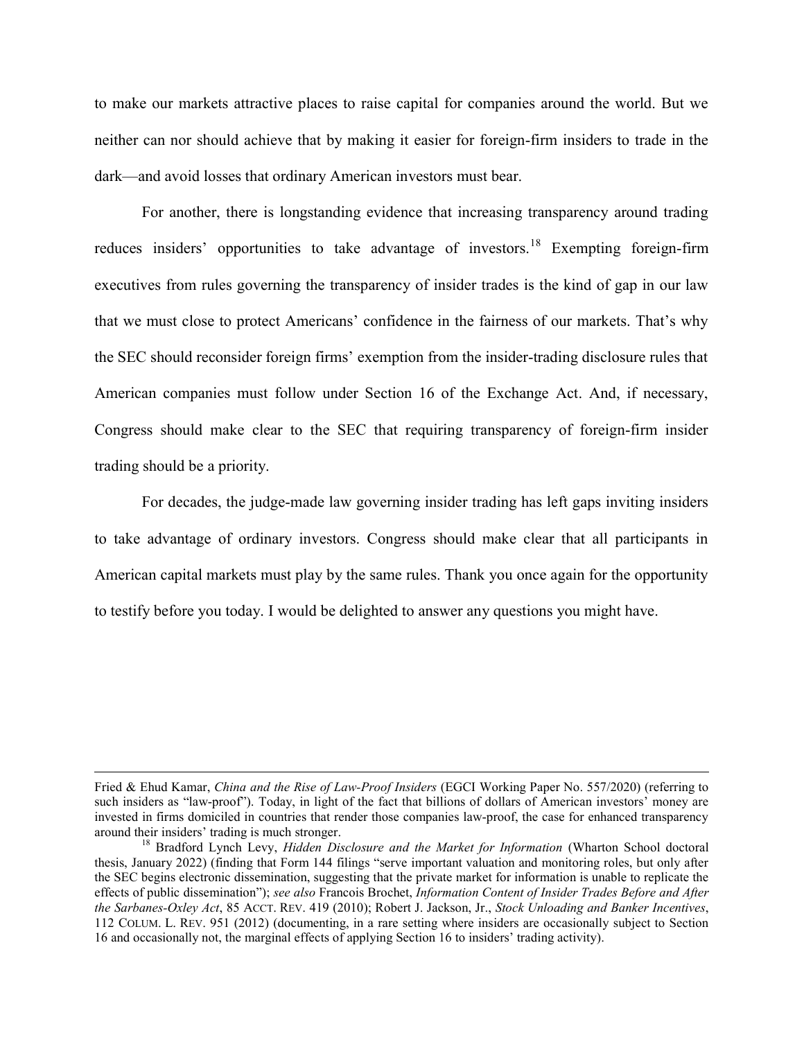to make our markets attractive places to raise capital for companies around the world. But we neither can nor should achieve that by making it easier for foreign-firm insiders to trade in the dark—and avoid losses that ordinary American investors must bear.

For another, there is longstanding evidence that increasing transparency around trading reduces insiders' opportunities to take advantage of investors.[18] Exempting foreign-firm executives from rules governing the transparency of insider trades is the kind of gap in our law that we must close to protect Americans' confidence in the fairness of our markets. That's why the SEC should reconsider foreign firms' exemption from the insider-trading disclosure rules that American companies must follow under Section 16 of the Exchange Act. And, if necessary, Congress should make clear to the SEC that requiring transparency of foreign-firm insider trading should be a priority.

For decades, the judge-made law governing insider trading has left gaps inviting insiders to take advantage of ordinary investors. Congress should make clear that all participants in American capital markets must play by the same rules. Thank you once again for the opportunity to testify before you today. I would be delighted to answer any questions you might have.

---

Fried & Ehud Kamar, *China and the Rise of Law-Proof Insiders* (EGCI Working Paper No. 557/2020) (referring to such insiders as "law-proof"). Today, in light of the fact that billions of dollars of American investors' money are invested in firms domiciled in countries that render those companies law-proof, the case for enhanced transparency around their insiders' trading is much stronger.

[18] Bradford Lynch Levy, *Hidden Disclosure and the Market for Information* (Wharton School doctoral thesis, January 2022) (finding that Form 144 filings "serve important valuation and monitoring roles, but only after the SEC begins electronic dissemination, suggesting that the private market for information is unable to replicate the effects of public dissemination"); *see also* Francois Brochet, *Information Content of Insider Trades Before and After the Sarbanes-Oxley Act*, 85 ACCT. REV. 419 (2010); Robert J. Jackson, Jr., *Stock Unloading and Banker Incentives*, 112 COLUM. L. REV. 951 (2012) (documenting, in a rare setting where insiders are occasionally subject to Section 16 and occasionally not, the marginal effects of applying Section 16 to insiders' trading activity).